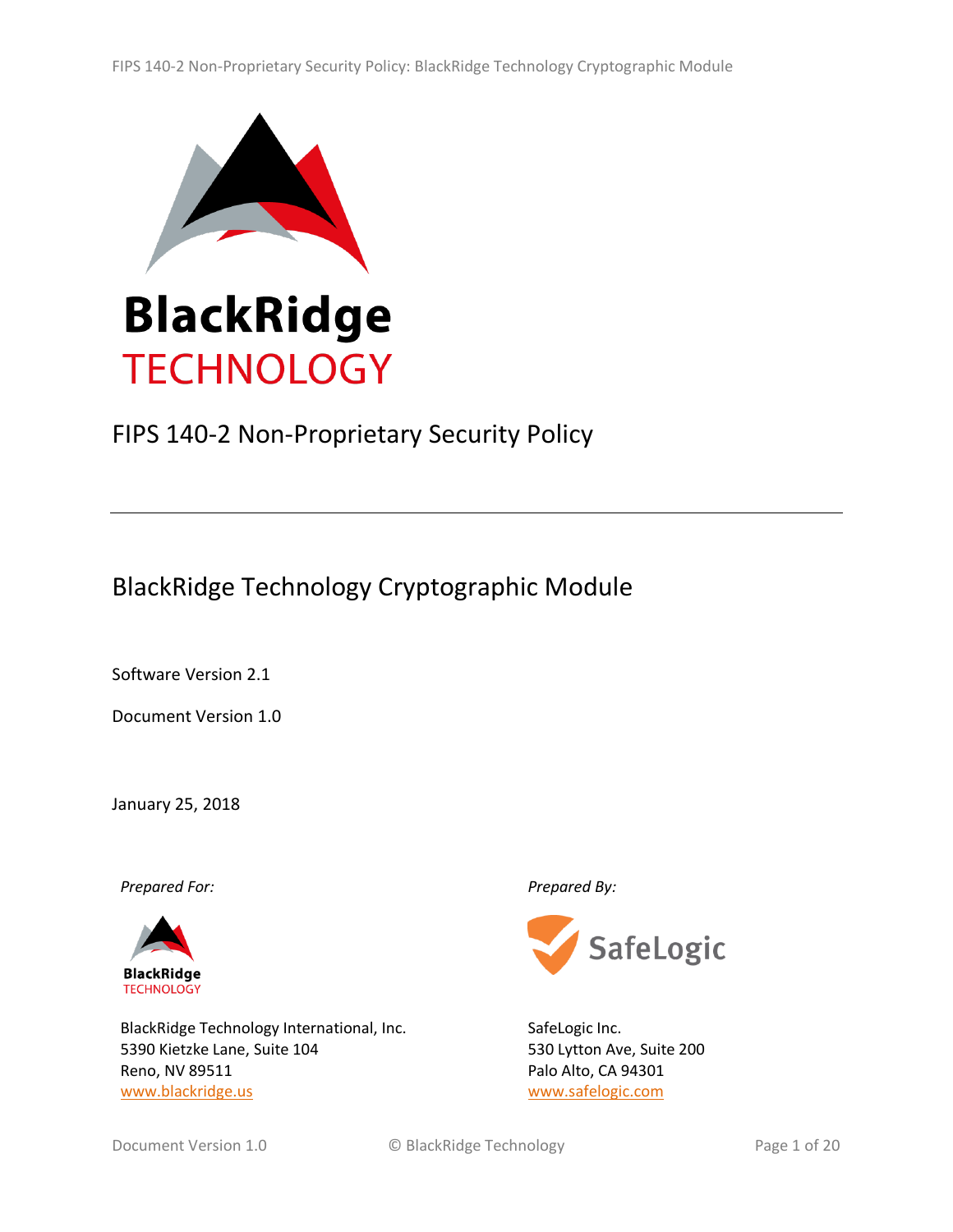BlackRidge
TECHNOLOGY

# FIPS 140-2 Non-Proprietary Security Policy

---

## BlackRidge Technology Cryptographic Module

Software Version 2.1

Document Version 1.0

January 25, 2018

*Prepared For:*

BlackRidge Technology International, Inc.
5390 Kietzke Lane, Suite 104
Reno, NV 89511
www.blackridge.us

*Prepared By:*

SafeLogic Inc.
530 Lytton Ave, Suite 200
Palo Alto, CA 94301
www.safelogic.com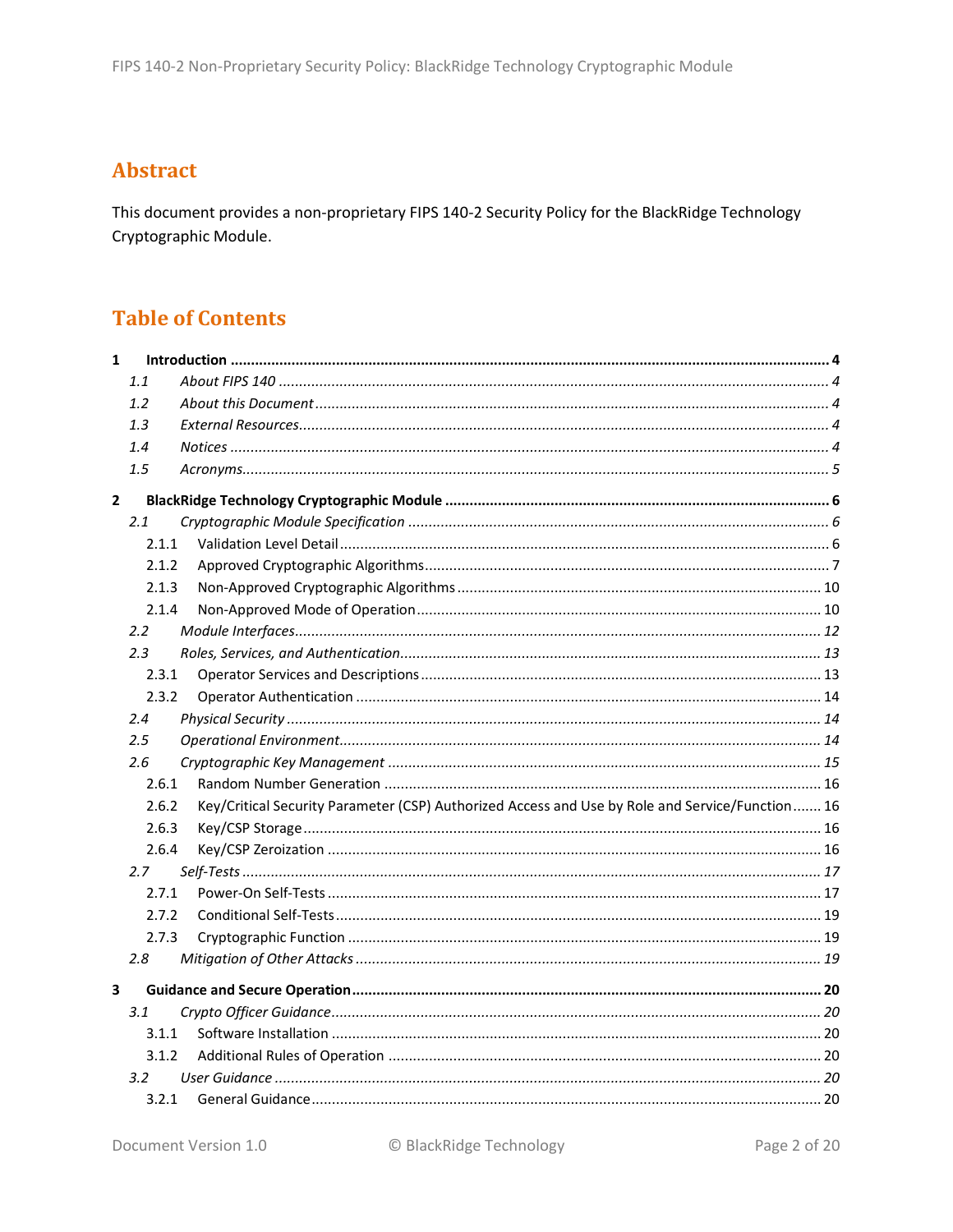## Abstract

This document provides a non-proprietary FIPS 140-2 Security Policy for the BlackRidge Technology Cryptographic Module.

## Table of Contents

**1 Introduction .................................................. 4**

- *1.1 About FIPS 140 .................................................. 4*
- *1.2 About this Document .................................................. 4*
- *1.3 External Resources .................................................. 4*
- *1.4 Notices .................................................. 4*
- *1.5 Acronyms .................................................. 5*

**2 BlackRidge Technology Cryptographic Module .................................................. 6**

- *2.1 Cryptographic Module Specification .................................................. 6*
  - 2.1.1 Validation Level Detail .................................................. 6
  - 2.1.2 Approved Cryptographic Algorithms .................................................. 7
  - 2.1.3 Non-Approved Cryptographic Algorithms .................................................. 10
  - 2.1.4 Non-Approved Mode of Operation .................................................. 10
- *2.2 Module Interfaces .................................................. 12*
- *2.3 Roles, Services, and Authentication .................................................. 13*
  - 2.3.1 Operator Services and Descriptions .................................................. 13
  - 2.3.2 Operator Authentication .................................................. 14
- *2.4 Physical Security .................................................. 14*
- *2.5 Operational Environment .................................................. 14*
- *2.6 Cryptographic Key Management .................................................. 15*
  - 2.6.1 Random Number Generation .................................................. 16
  - 2.6.2 Key/Critical Security Parameter (CSP) Authorized Access and Use by Role and Service/Function .................................................. 16
  - 2.6.3 Key/CSP Storage .................................................. 16
  - 2.6.4 Key/CSP Zeroization .................................................. 16
- *2.7 Self-Tests .................................................. 17*
  - 2.7.1 Power-On Self-Tests .................................................. 17
  - 2.7.2 Conditional Self-Tests .................................................. 19
  - 2.7.3 Cryptographic Function .................................................. 19
- *2.8 Mitigation of Other Attacks .................................................. 19*

**3 Guidance and Secure Operation .................................................. 20**

- *3.1 Crypto Officer Guidance .................................................. 20*
  - 3.1.1 Software Installation .................................................. 20
  - 3.1.2 Additional Rules of Operation .................................................. 20
- *3.2 User Guidance .................................................. 20*
  - 3.2.1 General Guidance .................................................. 20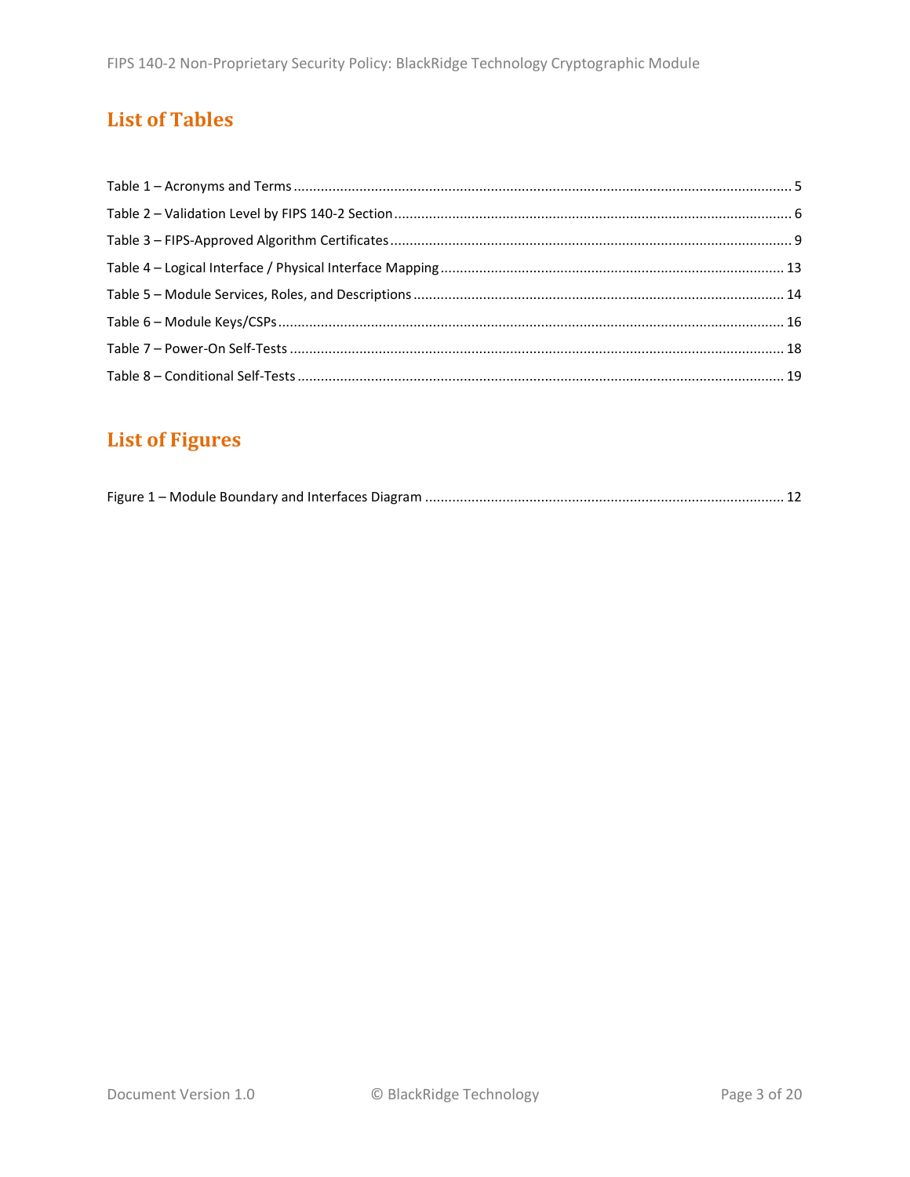## List of Tables

Table 1 – Acronyms and Terms ........................................................................................................ 5
Table 2 – Validation Level by FIPS 140-2 Section ............................................................................ 6
Table 3 – FIPS-Approved Algorithm Certificates .............................................................................. 9
Table 4 – Logical Interface / Physical Interface Mapping ............................................................... 13
Table 5 – Module Services, Roles, and Descriptions ....................................................................... 14
Table 6 – Module Keys/CSPs .......................................................................................................... 16
Table 7 – Power-On Self-Tests ........................................................................................................ 18
Table 8 – Conditional Self-Tests ...................................................................................................... 19

## List of Figures

Figure 1 – Module Boundary and Interfaces Diagram ..................................................................... 12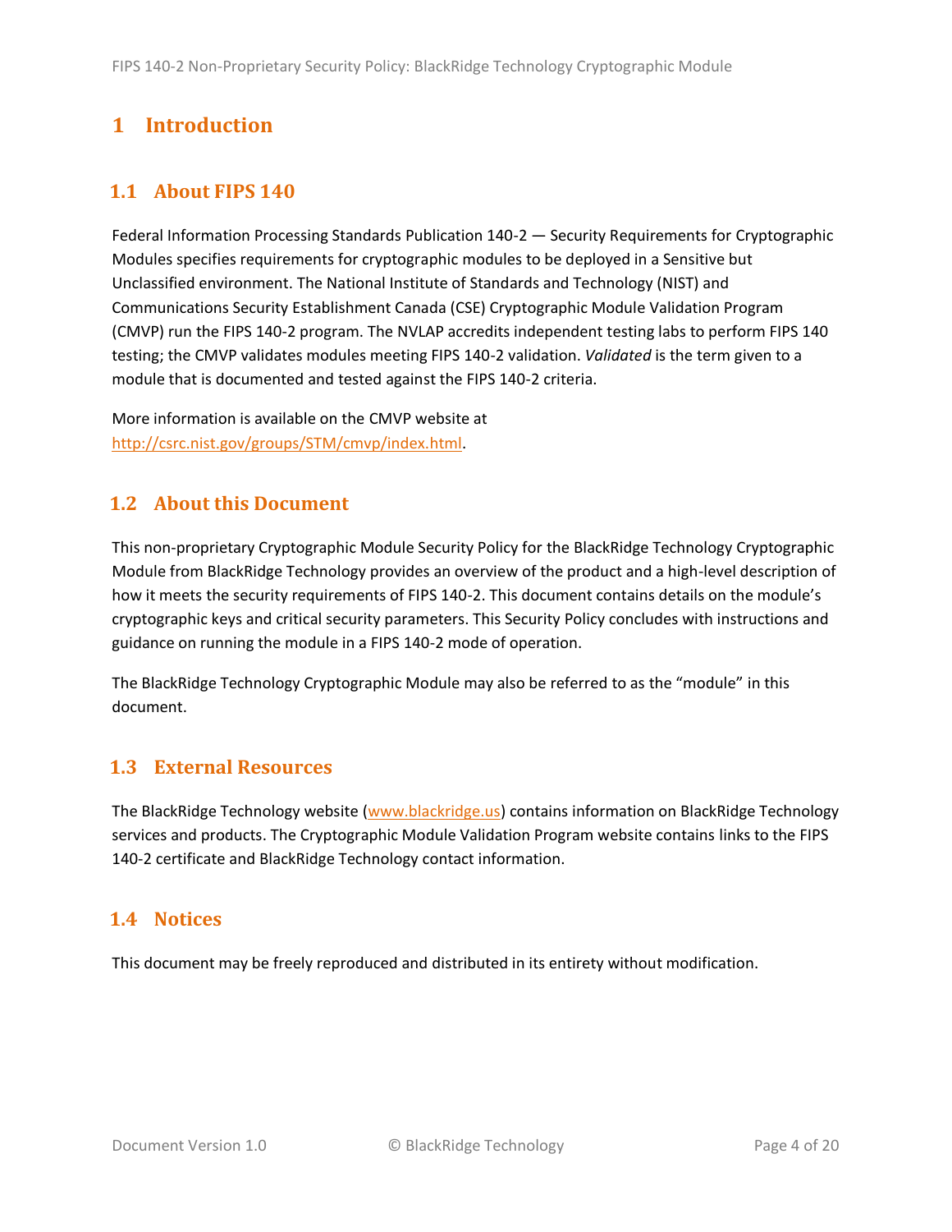# 1 Introduction

## 1.1 About FIPS 140

Federal Information Processing Standards Publication 140-2 — Security Requirements for Cryptographic Modules specifies requirements for cryptographic modules to be deployed in a Sensitive but Unclassified environment. The National Institute of Standards and Technology (NIST) and Communications Security Establishment Canada (CSE) Cryptographic Module Validation Program (CMVP) run the FIPS 140-2 program. The NVLAP accredits independent testing labs to perform FIPS 140 testing; the CMVP validates modules meeting FIPS 140-2 validation. *Validated* is the term given to a module that is documented and tested against the FIPS 140-2 criteria.

More information is available on the CMVP website at [http://csrc.nist.gov/groups/STM/cmvp/index.html](http://csrc.nist.gov/groups/STM/cmvp/index.html).

## 1.2 About this Document

This non-proprietary Cryptographic Module Security Policy for the BlackRidge Technology Cryptographic Module from BlackRidge Technology provides an overview of the product and a high-level description of how it meets the security requirements of FIPS 140-2. This document contains details on the module's cryptographic keys and critical security parameters. This Security Policy concludes with instructions and guidance on running the module in a FIPS 140-2 mode of operation.

The BlackRidge Technology Cryptographic Module may also be referred to as the "module" in this document.

## 1.3 External Resources

The BlackRidge Technology website ([www.blackridge.us](http://www.blackridge.us)) contains information on BlackRidge Technology services and products. The Cryptographic Module Validation Program website contains links to the FIPS 140-2 certificate and BlackRidge Technology contact information.

## 1.4 Notices

This document may be freely reproduced and distributed in its entirety without modification.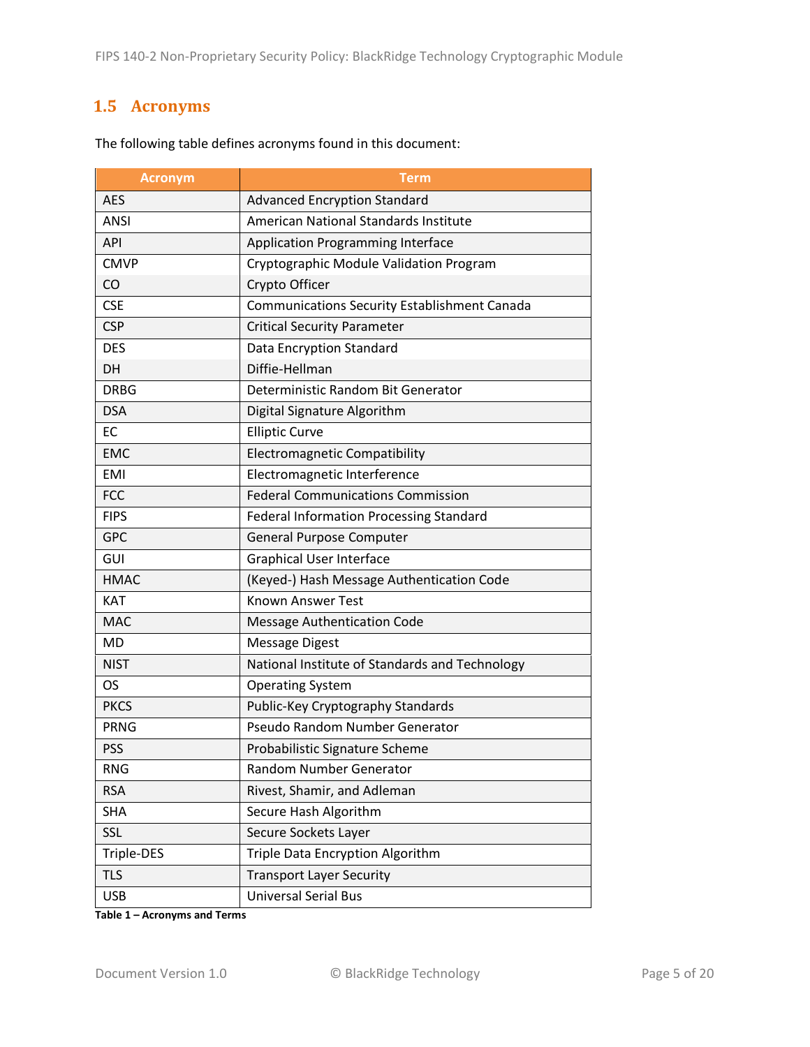## 1.5 Acronyms

The following table defines acronyms found in this document:

| Acronym | Term |
|---|---|
| AES | Advanced Encryption Standard |
| ANSI | American National Standards Institute |
| API | Application Programming Interface |
| CMVP | Cryptographic Module Validation Program |
| CO | Crypto Officer |
| CSE | Communications Security Establishment Canada |
| CSP | Critical Security Parameter |
| DES | Data Encryption Standard |
| DH | Diffie-Hellman |
| DRBG | Deterministic Random Bit Generator |
| DSA | Digital Signature Algorithm |
| EC | Elliptic Curve |
| EMC | Electromagnetic Compatibility |
| EMI | Electromagnetic Interference |
| FCC | Federal Communications Commission |
| FIPS | Federal Information Processing Standard |
| GPC | General Purpose Computer |
| GUI | Graphical User Interface |
| HMAC | (Keyed-) Hash Message Authentication Code |
| KAT | Known Answer Test |
| MAC | Message Authentication Code |
| MD | Message Digest |
| NIST | National Institute of Standards and Technology |
| OS | Operating System |
| PKCS | Public-Key Cryptography Standards |
| PRNG | Pseudo Random Number Generator |
| PSS | Probabilistic Signature Scheme |
| RNG | Random Number Generator |
| RSA | Rivest, Shamir, and Adleman |
| SHA | Secure Hash Algorithm |
| SSL | Secure Sockets Layer |
| Triple-DES | Triple Data Encryption Algorithm |
| TLS | Transport Layer Security |
| USB | Universal Serial Bus |

**Table 1 – Acronyms and Terms**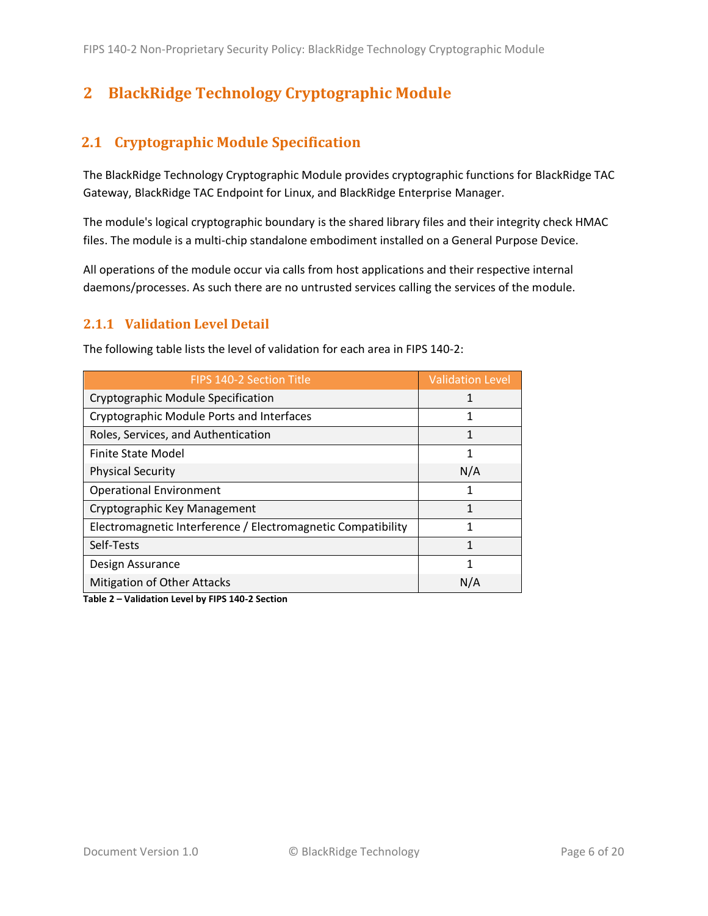# 2 BlackRidge Technology Cryptographic Module

## 2.1 Cryptographic Module Specification

The BlackRidge Technology Cryptographic Module provides cryptographic functions for BlackRidge TAC Gateway, BlackRidge TAC Endpoint for Linux, and BlackRidge Enterprise Manager.

The module's logical cryptographic boundary is the shared library files and their integrity check HMAC files. The module is a multi-chip standalone embodiment installed on a General Purpose Device.

All operations of the module occur via calls from host applications and their respective internal daemons/processes. As such there are no untrusted services calling the services of the module.

### 2.1.1 Validation Level Detail

The following table lists the level of validation for each area in FIPS 140-2:

| FIPS 140-2 Section Title | Validation Level |
|---|---|
| Cryptographic Module Specification | 1 |
| Cryptographic Module Ports and Interfaces | 1 |
| Roles, Services, and Authentication | 1 |
| Finite State Model | 1 |
| Physical Security | N/A |
| Operational Environment | 1 |
| Cryptographic Key Management | 1 |
| Electromagnetic Interference / Electromagnetic Compatibility | 1 |
| Self-Tests | 1 |
| Design Assurance | 1 |
| Mitigation of Other Attacks | N/A |

**Table 2 – Validation Level by FIPS 140-2 Section**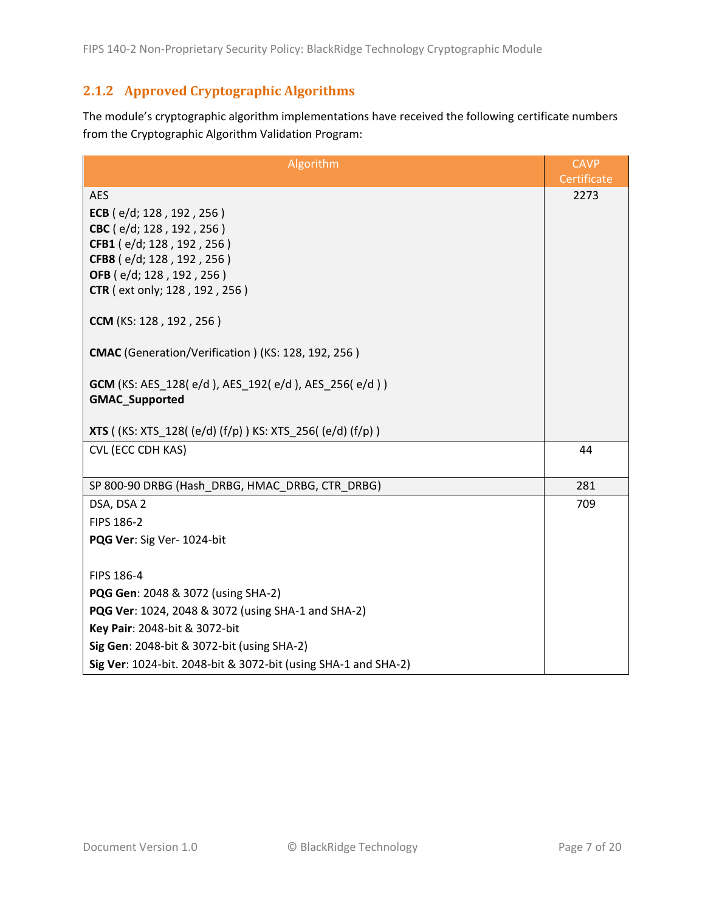### 2.1.2 Approved Cryptographic Algorithms

The module's cryptographic algorithm implementations have received the following certificate numbers from the Cryptographic Algorithm Validation Program:

| Algorithm | CAVP Certificate |
|---|---|
| AES<br>**ECB** ( e/d; 128 , 192 , 256 )<br>**CBC** ( e/d; 128 , 192 , 256 )<br>**CFB1** ( e/d; 128 , 192 , 256 )<br>**CFB8** ( e/d; 128 , 192 , 256 )<br>**OFB** ( e/d; 128 , 192 , 256 )<br>**CTR** ( ext only; 128 , 192 , 256 )<br><br>**CCM** (KS: 128 , 192 , 256 )<br><br>**CMAC** (Generation/Verification ) (KS: 128, 192, 256 )<br><br>**GCM** (KS: AES_128( e/d ), AES_192( e/d ), AES_256( e/d ) )<br>**GMAC_Supported**<br><br>**XTS** ( (KS: XTS_128( (e/d) (f/p) ) KS: XTS_256( (e/d) (f/p) ) | 2273 |
| CVL (ECC CDH KAS) | 44 |
| SP 800-90 DRBG (Hash_DRBG, HMAC_DRBG, CTR_DRBG) | 281 |
| DSA, DSA 2<br>FIPS 186-2<br>**PQG Ver**: Sig Ver- 1024-bit<br><br>FIPS 186-4<br>**PQG Gen**: 2048 & 3072 (using SHA-2)<br>**PQG Ver**: 1024, 2048 & 3072 (using SHA-1 and SHA-2)<br>**Key Pair**: 2048-bit & 3072-bit<br>**Sig Gen**: 2048-bit & 3072-bit (using SHA-2)<br>**Sig Ver**: 1024-bit. 2048-bit & 3072-bit (using SHA-1 and SHA-2) | 709 |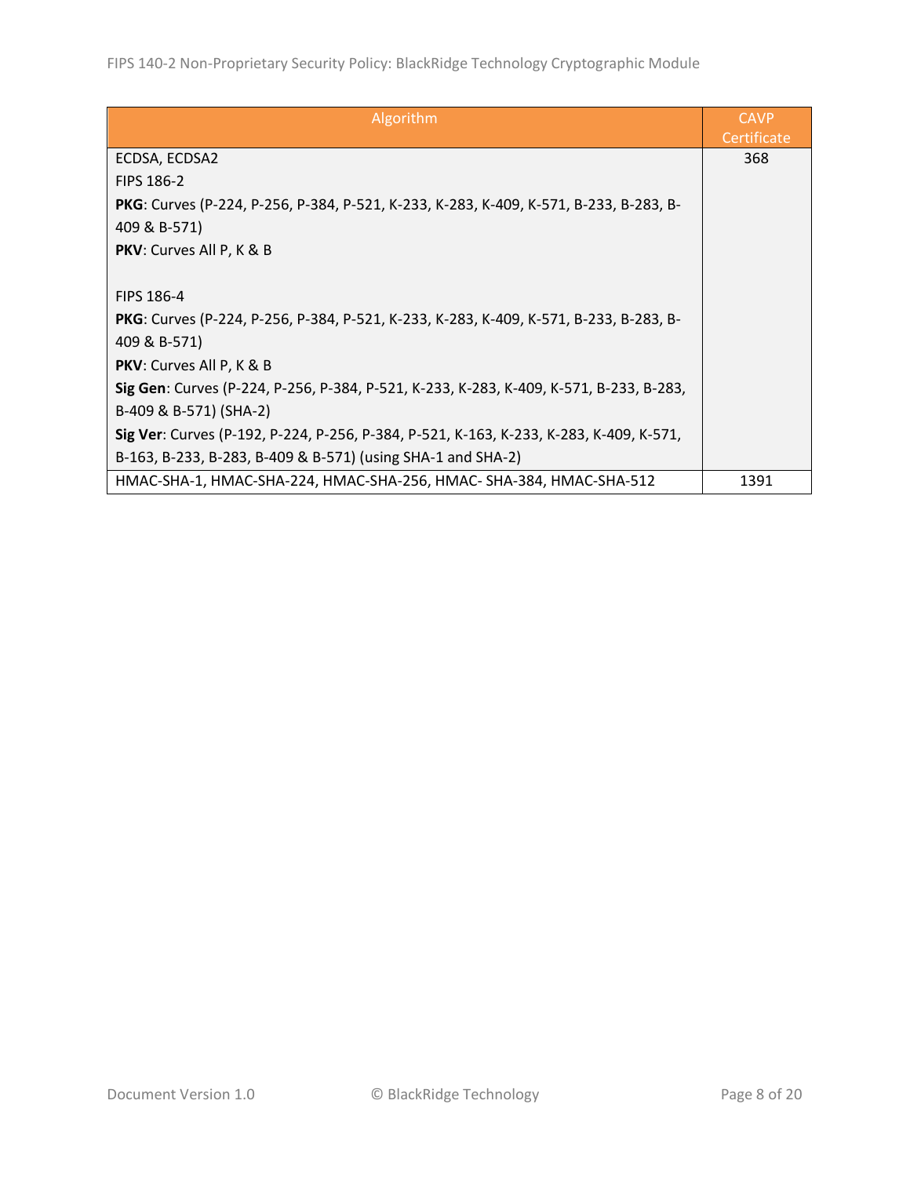| Algorithm | CAVP Certificate |
|---|---|
| ECDSA, ECDSA2<br>FIPS 186-2<br>**PKG**: Curves (P-224, P-256, P-384, P-521, K-233, K-283, K-409, K-571, B-233, B-283, B-409 & B-571)<br>**PKV**: Curves All P, K & B<br><br>FIPS 186-4<br>**PKG**: Curves (P-224, P-256, P-384, P-521, K-233, K-283, K-409, K-571, B-233, B-283, B-409 & B-571)<br>**PKV**: Curves All P, K & B<br>**Sig Gen**: Curves (P-224, P-256, P-384, P-521, K-233, K-283, K-409, K-571, B-233, B-283, B-409 & B-571) (SHA-2)<br>**Sig Ver**: Curves (P-192, P-224, P-256, P-384, P-521, K-163, K-233, K-283, K-409, K-571, B-163, B-233, B-283, B-409 & B-571) (using SHA-1 and SHA-2) | 368 |
| HMAC-SHA-1, HMAC-SHA-224, HMAC-SHA-256, HMAC- SHA-384, HMAC-SHA-512 | 1391 |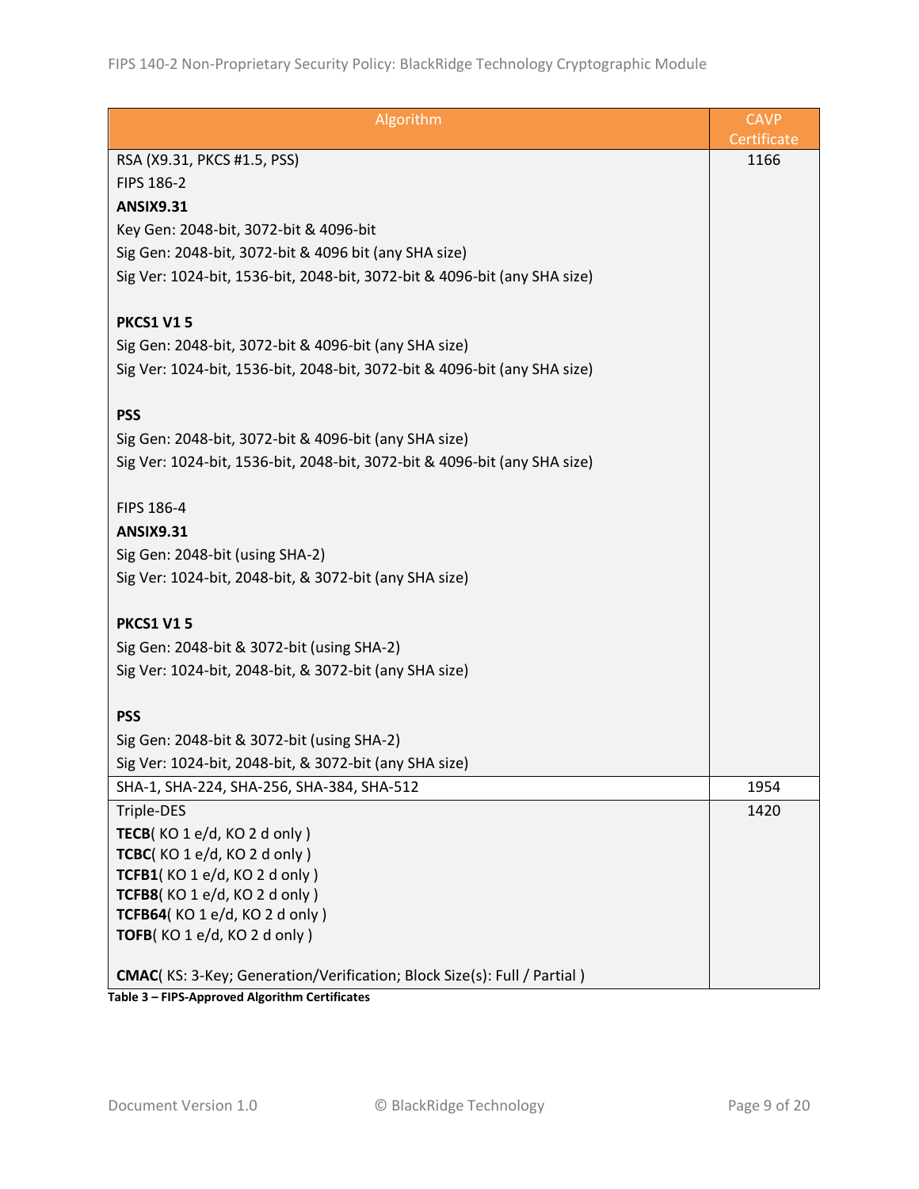| Algorithm | CAVP Certificate |
|---|---|
| RSA (X9.31, PKCS #1.5, PSS)<br>FIPS 186-2<br>**ANSIX9.31**<br>Key Gen: 2048-bit, 3072-bit & 4096-bit<br>Sig Gen: 2048-bit, 3072-bit & 4096 bit (any SHA size)<br>Sig Ver: 1024-bit, 1536-bit, 2048-bit, 3072-bit & 4096-bit (any SHA size)<br><br>**PKCS1 V1 5**<br>Sig Gen: 2048-bit, 3072-bit & 4096-bit (any SHA size)<br>Sig Ver: 1024-bit, 1536-bit, 2048-bit, 3072-bit & 4096-bit (any SHA size)<br><br>**PSS**<br>Sig Gen: 2048-bit, 3072-bit & 4096-bit (any SHA size)<br>Sig Ver: 1024-bit, 1536-bit, 2048-bit, 3072-bit & 4096-bit (any SHA size)<br><br>FIPS 186-4<br>**ANSIX9.31**<br>Sig Gen: 2048-bit (using SHA-2)<br>Sig Ver: 1024-bit, 2048-bit, & 3072-bit (any SHA size)<br><br>**PKCS1 V1 5**<br>Sig Gen: 2048-bit & 3072-bit (using SHA-2)<br>Sig Ver: 1024-bit, 2048-bit, & 3072-bit (any SHA size)<br><br>**PSS**<br>Sig Gen: 2048-bit & 3072-bit (using SHA-2)<br>Sig Ver: 1024-bit, 2048-bit, & 3072-bit (any SHA size) | 1166 |
| SHA-1, SHA-224, SHA-256, SHA-384, SHA-512 | 1954 |
| Triple-DES<br>**TECB**( KO 1 e/d, KO 2 d only )<br>**TCBC**( KO 1 e/d, KO 2 d only )<br>**TCFB1**( KO 1 e/d, KO 2 d only )<br>**TCFB8**( KO 1 e/d, KO 2 d only )<br>**TCFB64**( KO 1 e/d, KO 2 d only )<br>**TOFB**( KO 1 e/d, KO 2 d only )<br><br>**CMAC**( KS: 3-Key; Generation/Verification; Block Size(s): Full / Partial ) | 1420 |

**Table 3 – FIPS-Approved Algorithm Certificates**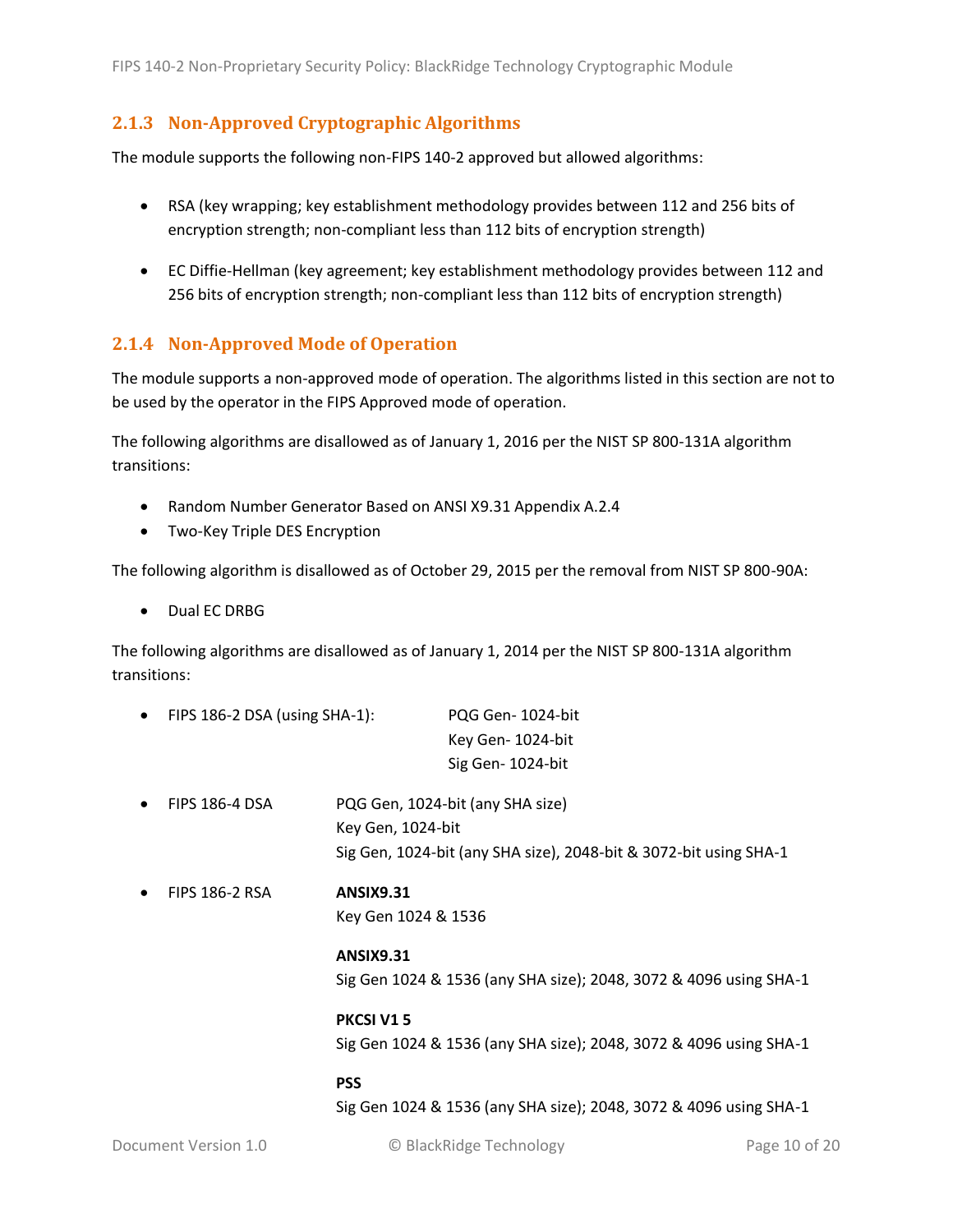### 2.1.3 Non-Approved Cryptographic Algorithms

The module supports the following non-FIPS 140-2 approved but allowed algorithms:

- RSA (key wrapping; key establishment methodology provides between 112 and 256 bits of encryption strength; non-compliant less than 112 bits of encryption strength)
- EC Diffie-Hellman (key agreement; key establishment methodology provides between 112 and 256 bits of encryption strength; non-compliant less than 112 bits of encryption strength)

### 2.1.4 Non-Approved Mode of Operation

The module supports a non-approved mode of operation. The algorithms listed in this section are not to be used by the operator in the FIPS Approved mode of operation.

The following algorithms are disallowed as of January 1, 2016 per the NIST SP 800-131A algorithm transitions:

- Random Number Generator Based on ANSI X9.31 Appendix A.2.4
- Two-Key Triple DES Encryption

The following algorithm is disallowed as of October 29, 2015 per the removal from NIST SP 800-90A:

- Dual EC DRBG

The following algorithms are disallowed as of January 1, 2014 per the NIST SP 800-131A algorithm transitions:

- FIPS 186-2 DSA (using SHA-1):
  PQG Gen- 1024-bit
  Key Gen- 1024-bit
  Sig Gen- 1024-bit

- FIPS 186-4 DSA
  PQG Gen, 1024-bit (any SHA size)
  Key Gen, 1024-bit
  Sig Gen, 1024-bit (any SHA size), 2048-bit & 3072-bit using SHA-1

- FIPS 186-2 RSA
  **ANSIX9.31**
  Key Gen 1024 & 1536

  **ANSIX9.31**
  Sig Gen 1024 & 1536 (any SHA size); 2048, 3072 & 4096 using SHA-1

  **PKCSI V1 5**
  Sig Gen 1024 & 1536 (any SHA size); 2048, 3072 & 4096 using SHA-1

  **PSS**
  Sig Gen 1024 & 1536 (any SHA size); 2048, 3072 & 4096 using SHA-1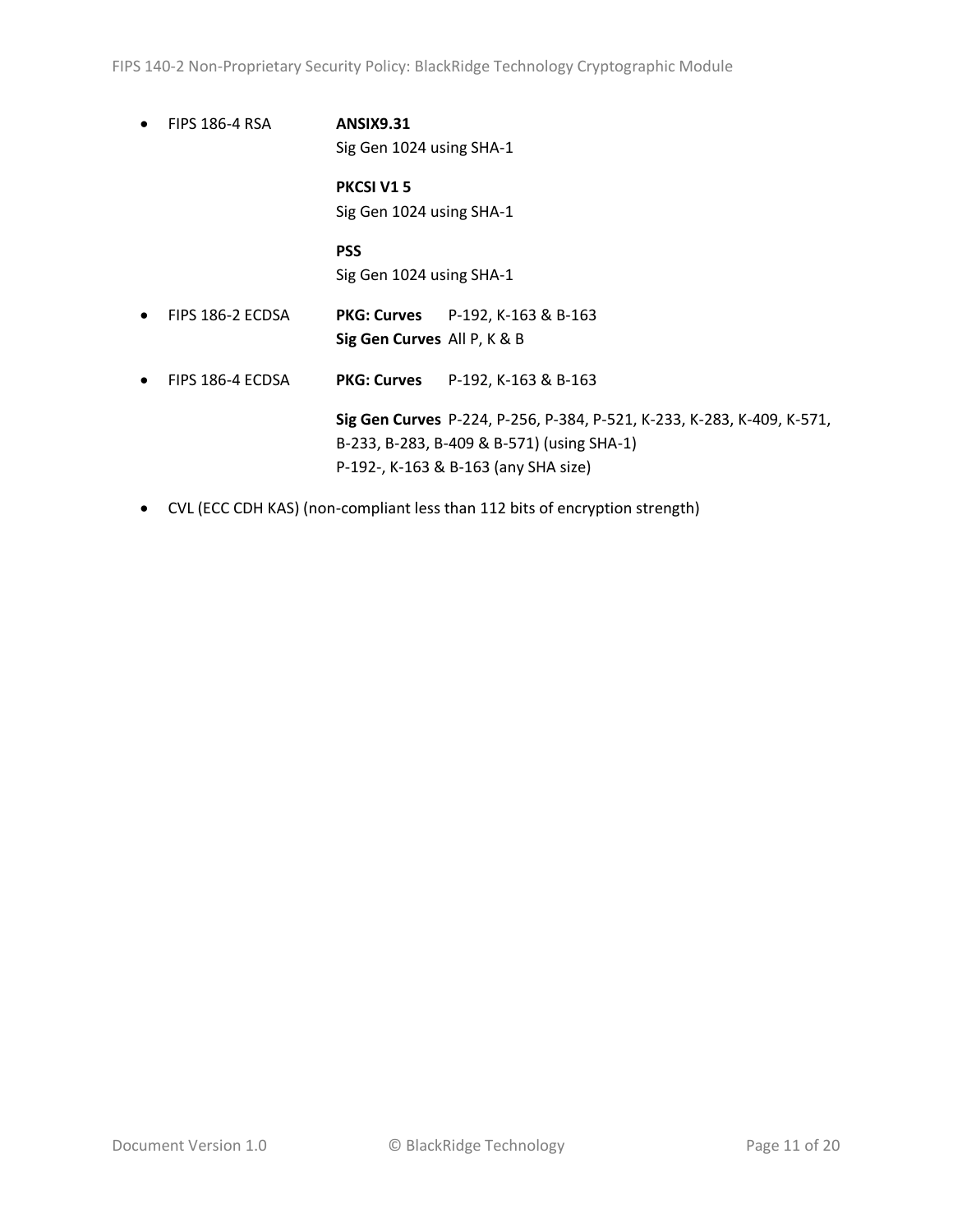- FIPS 186-4 RSA

  **ANSIX9.31**
  Sig Gen 1024 using SHA-1

  **PKCSI V1 5**
  Sig Gen 1024 using SHA-1

  **PSS**
  Sig Gen 1024 using SHA-1

- FIPS 186-2 ECDSA

  **PKG: Curves** P-192, K-163 & B-163
  **Sig Gen Curves** All P, K & B

- FIPS 186-4 ECDSA

  **PKG: Curves** P-192, K-163 & B-163

  **Sig Gen Curves** P-224, P-256, P-384, P-521, K-233, K-283, K-409, K-571, B-233, B-283, B-409 & B-571) (using SHA-1)
  P-192-, K-163 & B-163 (any SHA size)

- CVL (ECC CDH KAS) (non-compliant less than 112 bits of encryption strength)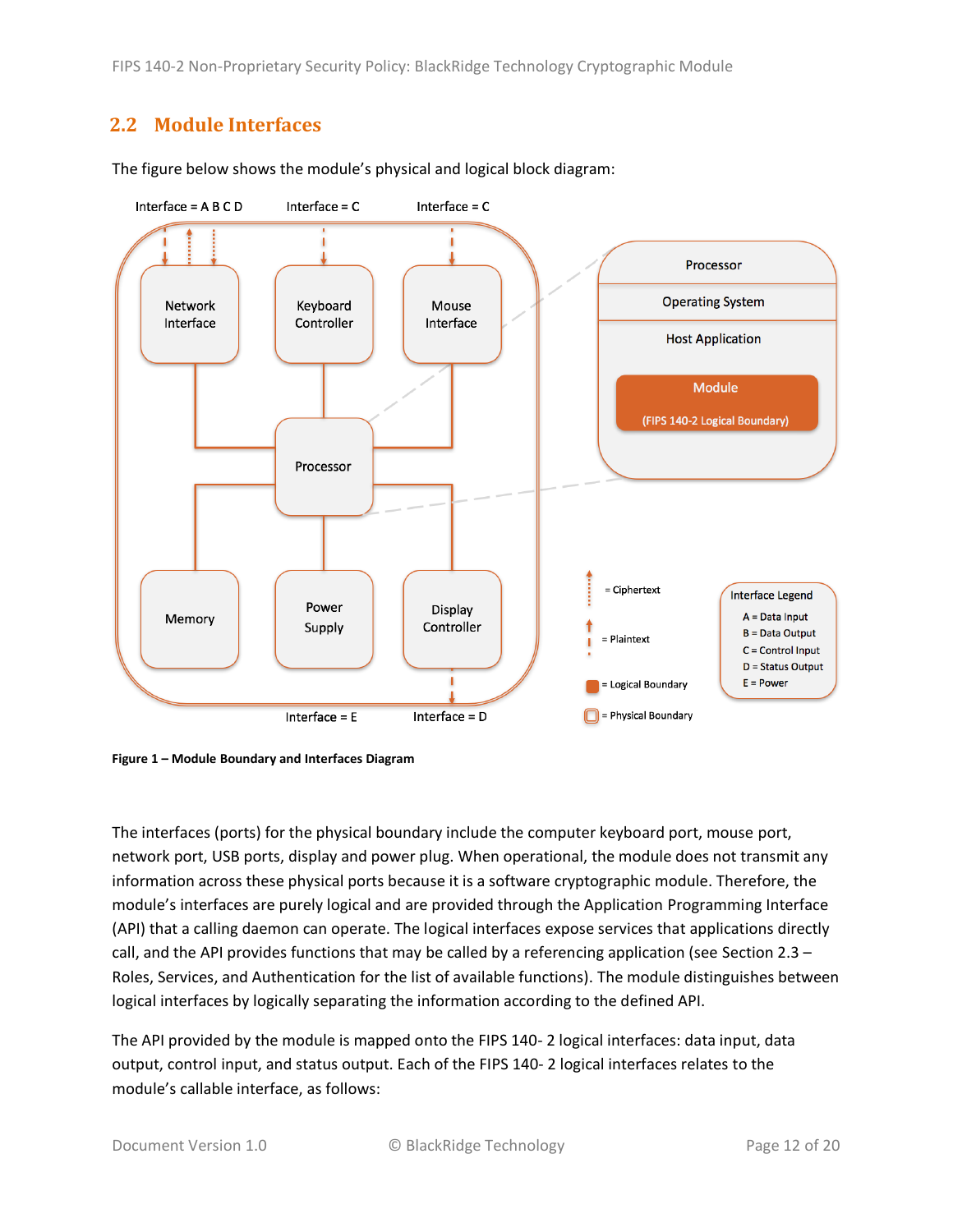## 2.2 Module Interfaces

The figure below shows the module's physical and logical block diagram:

**Figure 1 – Module Boundary and Interfaces Diagram**

The interfaces (ports) for the physical boundary include the computer keyboard port, mouse port, network port, USB ports, display and power plug. When operational, the module does not transmit any information across these physical ports because it is a software cryptographic module. Therefore, the module's interfaces are purely logical and are provided through the Application Programming Interface (API) that a calling daemon can operate. The logical interfaces expose services that applications directly call, and the API provides functions that may be called by a referencing application (see Section 2.3 – Roles, Services, and Authentication for the list of available functions). The module distinguishes between logical interfaces by logically separating the information according to the defined API.

The API provided by the module is mapped onto the FIPS 140- 2 logical interfaces: data input, data output, control input, and status output. Each of the FIPS 140- 2 logical interfaces relates to the module's callable interface, as follows: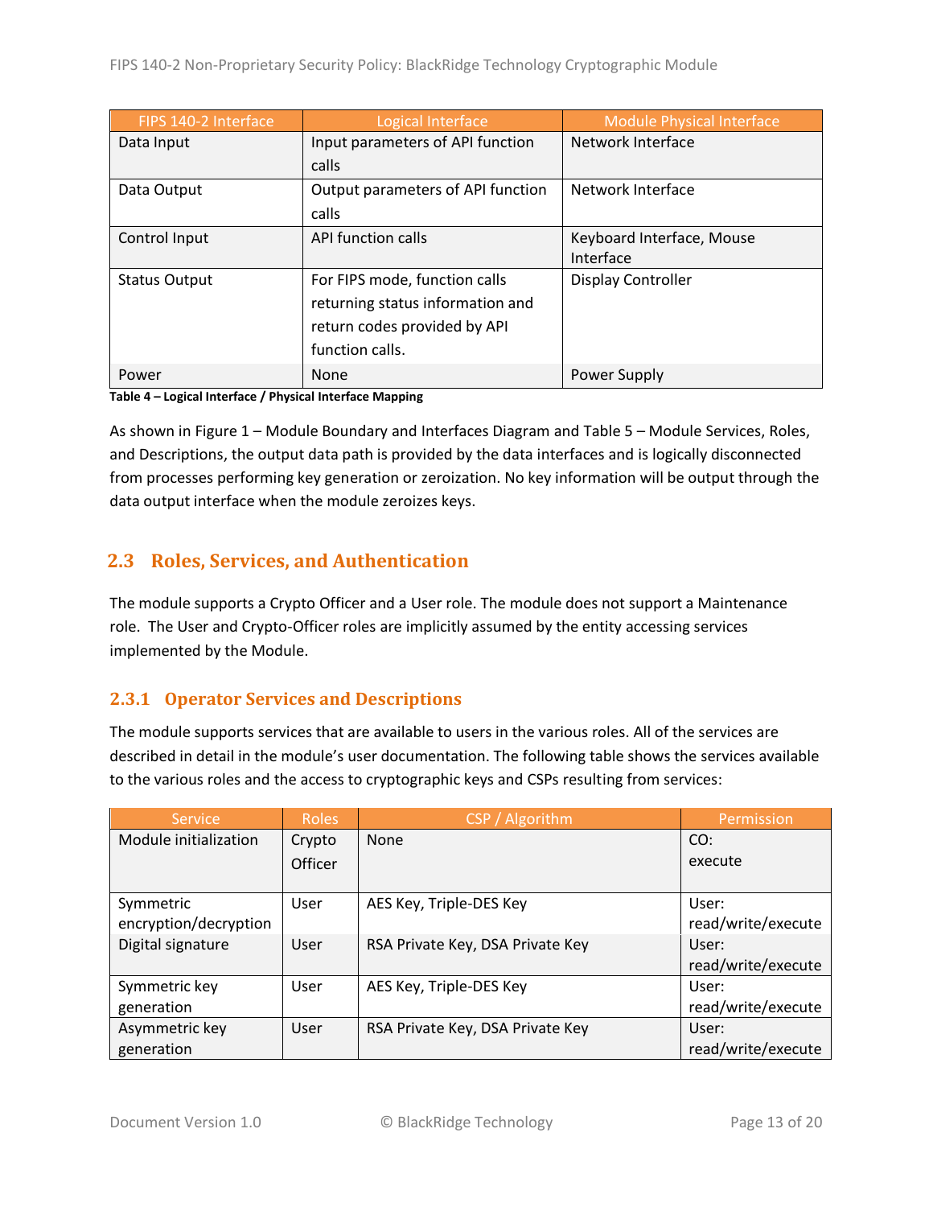| FIPS 140-2 Interface | Logical Interface | Module Physical Interface |
|---|---|---|
| Data Input | Input parameters of API function calls | Network Interface |
| Data Output | Output parameters of API function calls | Network Interface |
| Control Input | API function calls | Keyboard Interface, Mouse Interface |
| Status Output | For FIPS mode, function calls returning status information and return codes provided by API function calls. | Display Controller |
| Power | None | Power Supply |

**Table 4 – Logical Interface / Physical Interface Mapping**

As shown in Figure 1 – Module Boundary and Interfaces Diagram and Table 5 – Module Services, Roles, and Descriptions, the output data path is provided by the data interfaces and is logically disconnected from processes performing key generation or zeroization. No key information will be output through the data output interface when the module zeroizes keys.

## 2.3 Roles, Services, and Authentication

The module supports a Crypto Officer and a User role. The module does not support a Maintenance role. The User and Crypto-Officer roles are implicitly assumed by the entity accessing services implemented by the Module.

### 2.3.1 Operator Services and Descriptions

The module supports services that are available to users in the various roles. All of the services are described in detail in the module's user documentation. The following table shows the services available to the various roles and the access to cryptographic keys and CSPs resulting from services:

| Service | Roles | CSP / Algorithm | Permission |
|---|---|---|---|
| Module initialization | Crypto Officer | None | CO: execute |
| Symmetric encryption/decryption | User | AES Key, Triple-DES Key | User: read/write/execute |
| Digital signature | User | RSA Private Key, DSA Private Key | User: read/write/execute |
| Symmetric key generation | User | AES Key, Triple-DES Key | User: read/write/execute |
| Asymmetric key generation | User | RSA Private Key, DSA Private Key | User: read/write/execute |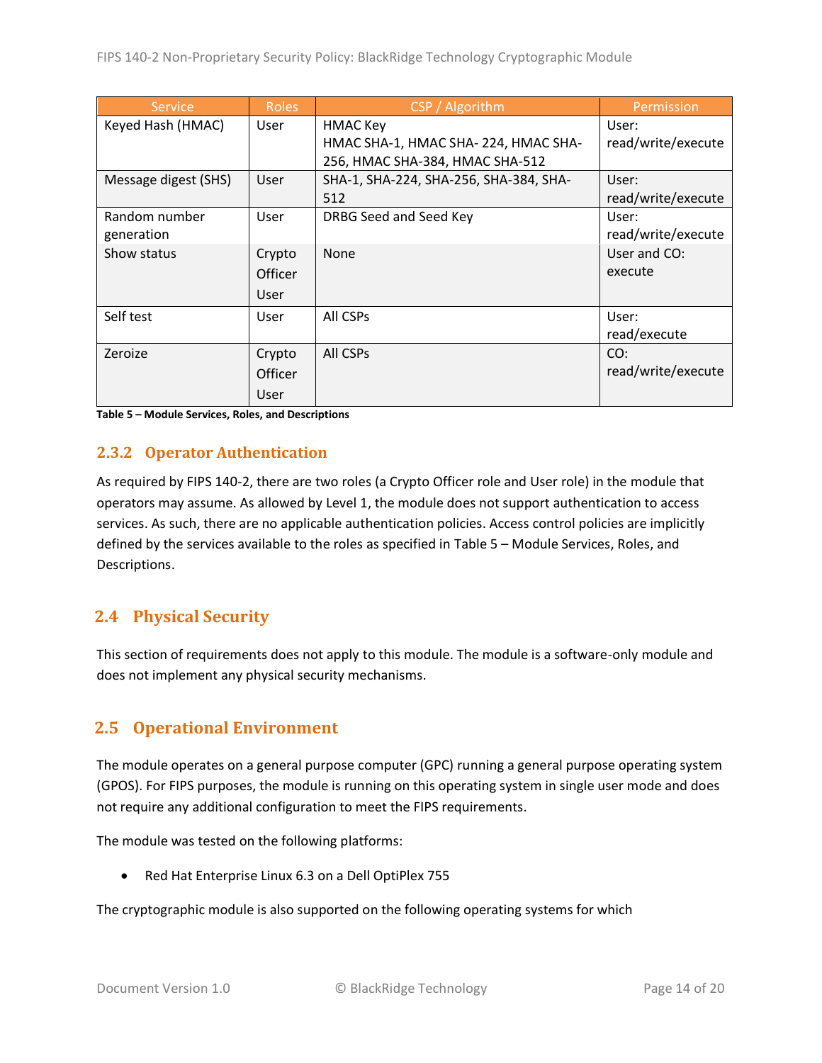| Service | Roles | CSP / Algorithm | Permission |
|---|---|---|---|
| Keyed Hash (HMAC) | User | HMAC Key<br>HMAC SHA-1, HMAC SHA- 224, HMAC SHA-256, HMAC SHA-384, HMAC SHA-512 | User: read/write/execute |
| Message digest (SHS) | User | SHA-1, SHA-224, SHA-256, SHA-384, SHA-512 | User: read/write/execute |
| Random number generation | User | DRBG Seed and Seed Key | User: read/write/execute |
| Show status | Crypto Officer<br>User | None | User and CO: execute |
| Self test | User | All CSPs | User: read/execute |
| Zeroize | Crypto Officer<br>User | All CSPs | CO: read/write/execute |

**Table 5 – Module Services, Roles, and Descriptions**

### 2.3.2 Operator Authentication

As required by FIPS 140-2, there are two roles (a Crypto Officer role and User role) in the module that operators may assume. As allowed by Level 1, the module does not support authentication to access services. As such, there are no applicable authentication policies. Access control policies are implicitly defined by the services available to the roles as specified in Table 5 – Module Services, Roles, and Descriptions.

## 2.4 Physical Security

This section of requirements does not apply to this module. The module is a software-only module and does not implement any physical security mechanisms.

## 2.5 Operational Environment

The module operates on a general purpose computer (GPC) running a general purpose operating system (GPOS). For FIPS purposes, the module is running on this operating system in single user mode and does not require any additional configuration to meet the FIPS requirements.

The module was tested on the following platforms:

- Red Hat Enterprise Linux 6.3 on a Dell OptiPlex 755

The cryptographic module is also supported on the following operating systems for which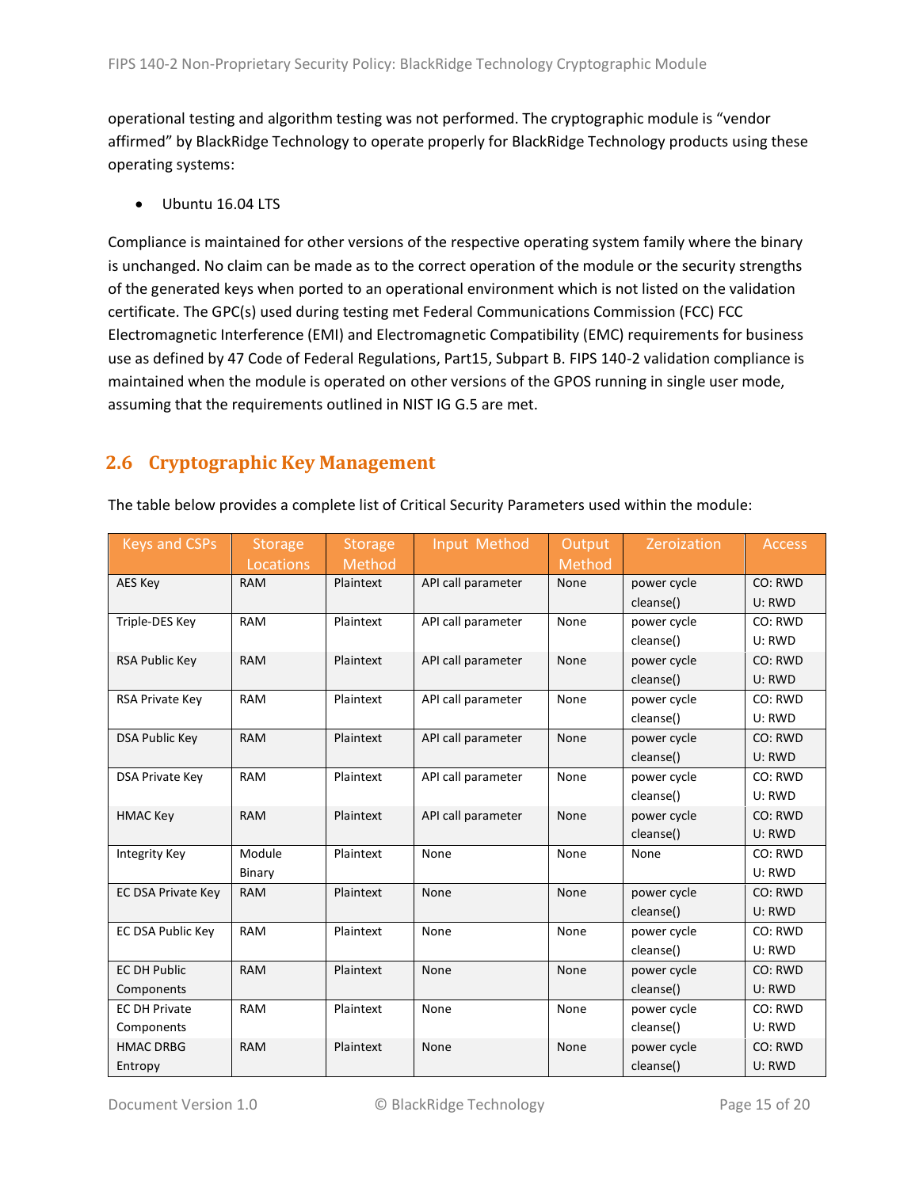operational testing and algorithm testing was not performed. The cryptographic module is "vendor affirmed" by BlackRidge Technology to operate properly for BlackRidge Technology products using these operating systems:

- Ubuntu 16.04 LTS

Compliance is maintained for other versions of the respective operating system family where the binary is unchanged. No claim can be made as to the correct operation of the module or the security strengths of the generated keys when ported to an operational environment which is not listed on the validation certificate. The GPC(s) used during testing met Federal Communications Commission (FCC) FCC Electromagnetic Interference (EMI) and Electromagnetic Compatibility (EMC) requirements for business use as defined by 47 Code of Federal Regulations, Part15, Subpart B. FIPS 140-2 validation compliance is maintained when the module is operated on other versions of the GPOS running in single user mode, assuming that the requirements outlined in NIST IG G.5 are met.

## 2.6 Cryptographic Key Management

The table below provides a complete list of Critical Security Parameters used within the module:

| Keys and CSPs | Storage Locations | Storage Method | Input Method | Output Method | Zeroization | Access |
|---|---|---|---|---|---|---|
| AES Key | RAM | Plaintext | API call parameter | None | power cycle cleanse() | CO: RWD U: RWD |
| Triple-DES Key | RAM | Plaintext | API call parameter | None | power cycle cleanse() | CO: RWD U: RWD |
| RSA Public Key | RAM | Plaintext | API call parameter | None | power cycle cleanse() | CO: RWD U: RWD |
| RSA Private Key | RAM | Plaintext | API call parameter | None | power cycle cleanse() | CO: RWD U: RWD |
| DSA Public Key | RAM | Plaintext | API call parameter | None | power cycle cleanse() | CO: RWD U: RWD |
| DSA Private Key | RAM | Plaintext | API call parameter | None | power cycle cleanse() | CO: RWD U: RWD |
| HMAC Key | RAM | Plaintext | API call parameter | None | power cycle cleanse() | CO: RWD U: RWD |
| Integrity Key | Module Binary | Plaintext | None | None | None | CO: RWD U: RWD |
| EC DSA Private Key | RAM | Plaintext | None | None | power cycle cleanse() | CO: RWD U: RWD |
| EC DSA Public Key | RAM | Plaintext | None | None | power cycle cleanse() | CO: RWD U: RWD |
| EC DH Public Components | RAM | Plaintext | None | None | power cycle cleanse() | CO: RWD U: RWD |
| EC DH Private Components | RAM | Plaintext | None | None | power cycle cleanse() | CO: RWD U: RWD |
| HMAC DRBG Entropy | RAM | Plaintext | None | None | power cycle cleanse() | CO: RWD U: RWD |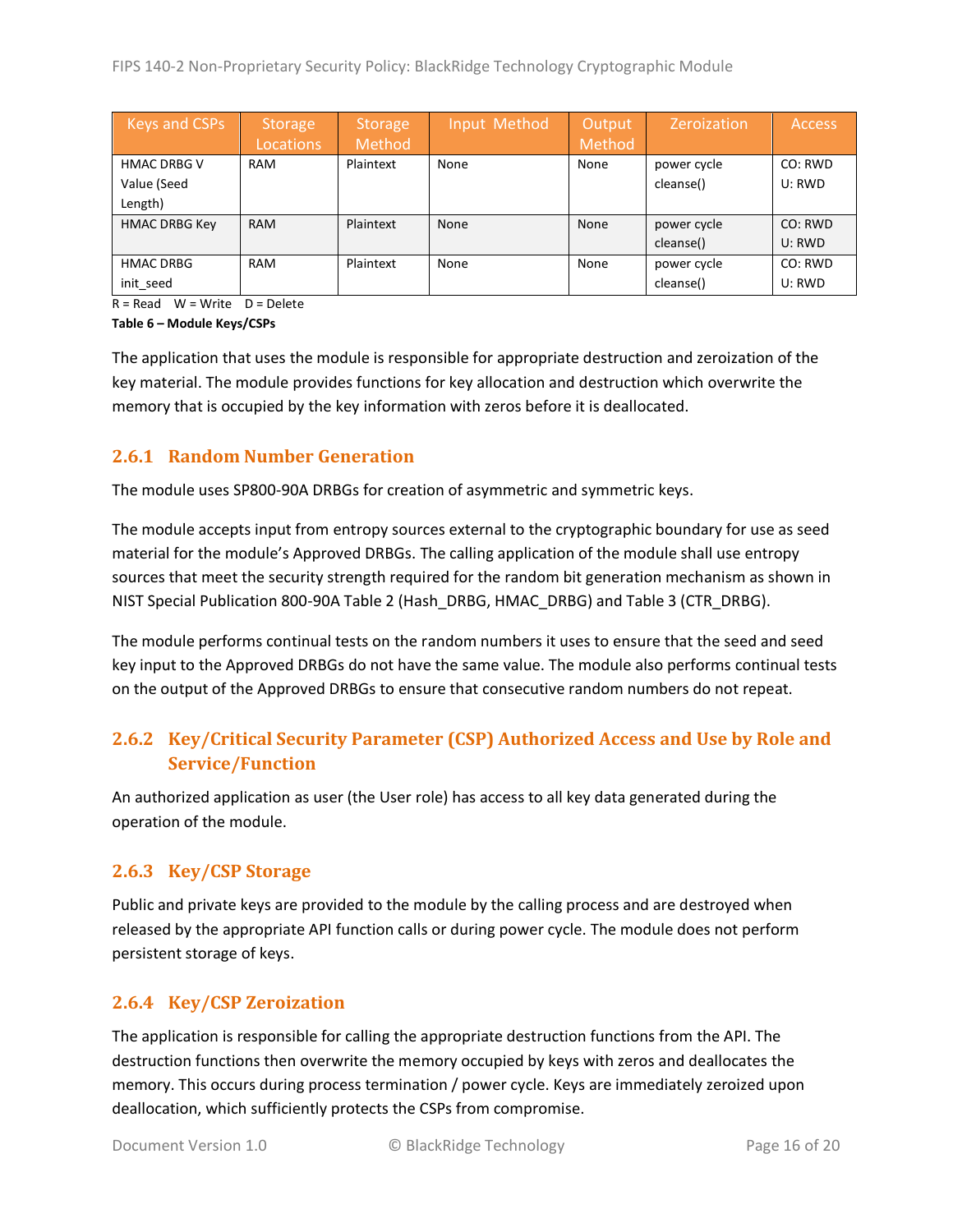| Keys and CSPs | Storage Locations | Storage Method | Input Method | Output Method | Zeroization | Access |
|---|---|---|---|---|---|---|
| HMAC DRBG V Value (Seed Length) | RAM | Plaintext | None | None | power cycle cleanse() | CO: RWD U: RWD |
| HMAC DRBG Key | RAM | Plaintext | None | None | power cycle cleanse() | CO: RWD U: RWD |
| HMAC DRBG init_seed | RAM | Plaintext | None | None | power cycle cleanse() | CO: RWD U: RWD |

R = Read W = Write D = Delete

**Table 6 – Module Keys/CSPs**

The application that uses the module is responsible for appropriate destruction and zeroization of the key material. The module provides functions for key allocation and destruction which overwrite the memory that is occupied by the key information with zeros before it is deallocated.

### 2.6.1 Random Number Generation

The module uses SP800-90A DRBGs for creation of asymmetric and symmetric keys.

The module accepts input from entropy sources external to the cryptographic boundary for use as seed material for the module's Approved DRBGs. The calling application of the module shall use entropy sources that meet the security strength required for the random bit generation mechanism as shown in NIST Special Publication 800-90A Table 2 (Hash_DRBG, HMAC_DRBG) and Table 3 (CTR_DRBG).

The module performs continual tests on the random numbers it uses to ensure that the seed and seed key input to the Approved DRBGs do not have the same value. The module also performs continual tests on the output of the Approved DRBGs to ensure that consecutive random numbers do not repeat.

### 2.6.2 Key/Critical Security Parameter (CSP) Authorized Access and Use by Role and Service/Function

An authorized application as user (the User role) has access to all key data generated during the operation of the module.

### 2.6.3 Key/CSP Storage

Public and private keys are provided to the module by the calling process and are destroyed when released by the appropriate API function calls or during power cycle. The module does not perform persistent storage of keys.

### 2.6.4 Key/CSP Zeroization

The application is responsible for calling the appropriate destruction functions from the API. The destruction functions then overwrite the memory occupied by keys with zeros and deallocates the memory. This occurs during process termination / power cycle. Keys are immediately zeroized upon deallocation, which sufficiently protects the CSPs from compromise.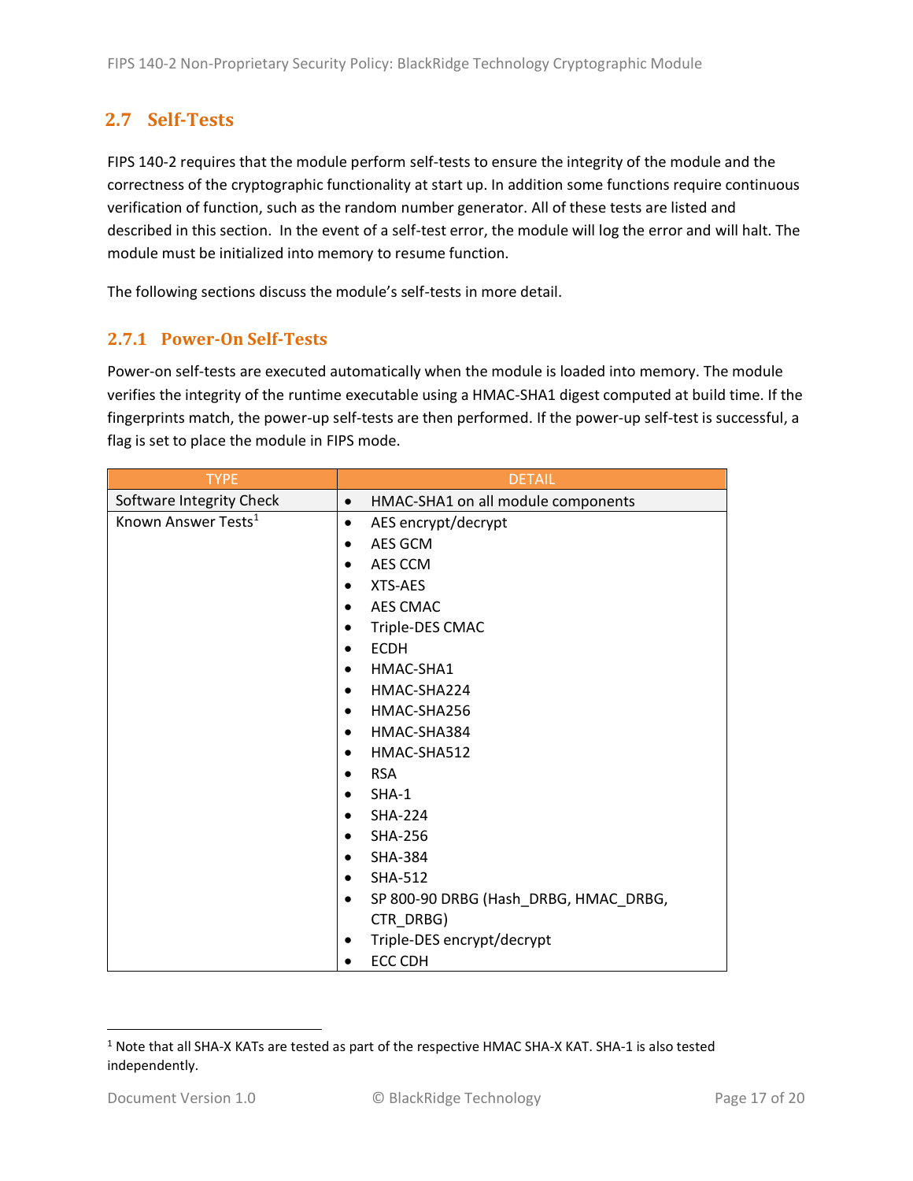## 2.7 Self-Tests

FIPS 140-2 requires that the module perform self-tests to ensure the integrity of the module and the correctness of the cryptographic functionality at start up. In addition some functions require continuous verification of function, such as the random number generator. All of these tests are listed and described in this section. In the event of a self-test error, the module will log the error and will halt. The module must be initialized into memory to resume function.

The following sections discuss the module's self-tests in more detail.

### 2.7.1 Power-On Self-Tests

Power-on self-tests are executed automatically when the module is loaded into memory. The module verifies the integrity of the runtime executable using a HMAC-SHA1 digest computed at build time. If the fingerprints match, the power-up self-tests are then performed. If the power-up self-test is successful, a flag is set to place the module in FIPS mode.

| TYPE | DETAIL |
|---|---|
| Software Integrity Check | • HMAC-SHA1 on all module components |
| Known Answer Tests[1] | • AES encrypt/decrypt<br>• AES GCM<br>• AES CCM<br>• XTS-AES<br>• AES CMAC<br>• Triple-DES CMAC<br>• ECDH<br>• HMAC-SHA1<br>• HMAC-SHA224<br>• HMAC-SHA256<br>• HMAC-SHA384<br>• HMAC-SHA512<br>• RSA<br>• SHA-1<br>• SHA-224<br>• SHA-256<br>• SHA-384<br>• SHA-512<br>• SP 800-90 DRBG (Hash_DRBG, HMAC_DRBG, CTR_DRBG)<br>• Triple-DES encrypt/decrypt<br>• ECC CDH |

[1] Note that all SHA-X KATs are tested as part of the respective HMAC SHA-X KAT. SHA-1 is also tested independently.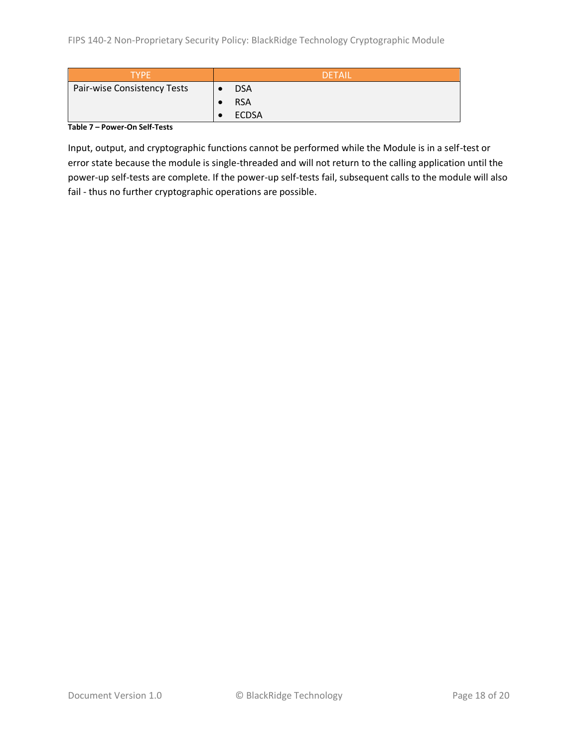| TYPE | DETAIL |
| --- | --- |
| Pair-wise Consistency Tests | • DSA<br>• RSA<br>• ECDSA |

**Table 7 – Power-On Self-Tests**

Input, output, and cryptographic functions cannot be performed while the Module is in a self-test or error state because the module is single-threaded and will not return to the calling application until the power-up self-tests are complete. If the power-up self-tests fail, subsequent calls to the module will also fail - thus no further cryptographic operations are possible.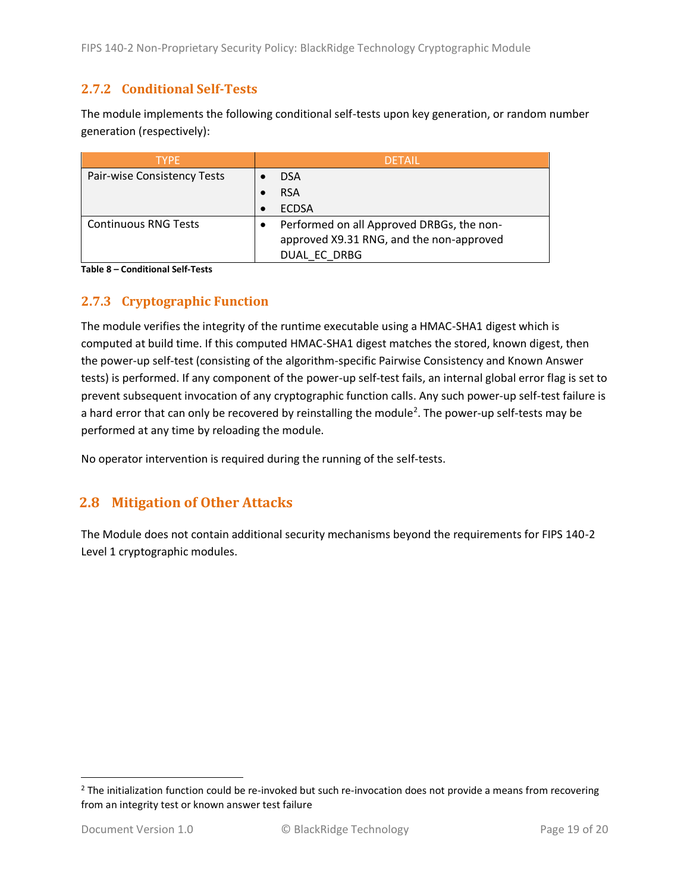### 2.7.2 Conditional Self-Tests

The module implements the following conditional self-tests upon key generation, or random number generation (respectively):

| TYPE | DETAIL |
|---|---|
| Pair-wise Consistency Tests | • DSA<br>• RSA<br>• ECDSA |
| Continuous RNG Tests | • Performed on all Approved DRBGs, the non-approved X9.31 RNG, and the non-approved DUAL_EC_DRBG |

**Table 8 – Conditional Self-Tests**

### 2.7.3 Cryptographic Function

The module verifies the integrity of the runtime executable using a HMAC-SHA1 digest which is computed at build time. If this computed HMAC-SHA1 digest matches the stored, known digest, then the power-up self-test (consisting of the algorithm-specific Pairwise Consistency and Known Answer tests) is performed. If any component of the power-up self-test fails, an internal global error flag is set to prevent subsequent invocation of any cryptographic function calls. Any such power-up self-test failure is a hard error that can only be recovered by reinstalling the module[2]. The power-up self-tests may be performed at any time by reloading the module.

No operator intervention is required during the running of the self-tests.

## 2.8 Mitigation of Other Attacks

The Module does not contain additional security mechanisms beyond the requirements for FIPS 140-2 Level 1 cryptographic modules.

[2] The initialization function could be re-invoked but such re-invocation does not provide a means from recovering from an integrity test or known answer test failure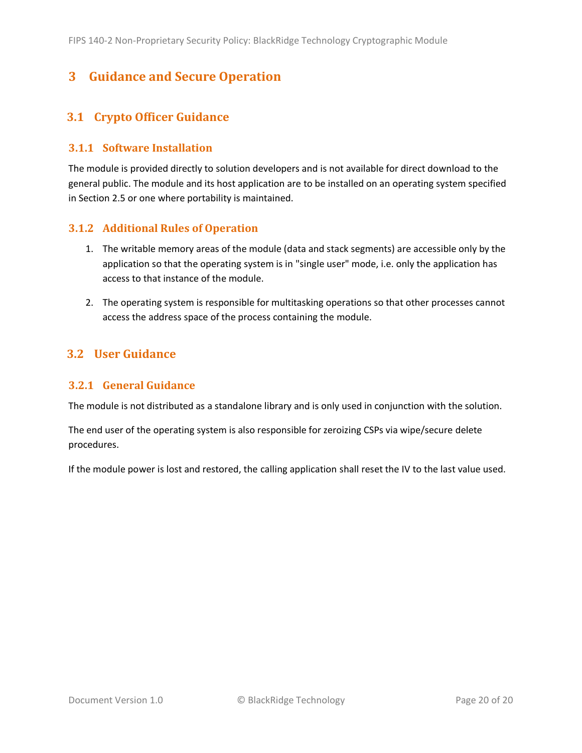# 3 Guidance and Secure Operation

## 3.1 Crypto Officer Guidance

### 3.1.1 Software Installation

The module is provided directly to solution developers and is not available for direct download to the general public. The module and its host application are to be installed on an operating system specified in Section 2.5 or one where portability is maintained.

### 3.1.2 Additional Rules of Operation

1. The writable memory areas of the module (data and stack segments) are accessible only by the application so that the operating system is in "single user" mode, i.e. only the application has access to that instance of the module.

2. The operating system is responsible for multitasking operations so that other processes cannot access the address space of the process containing the module.

## 3.2 User Guidance

### 3.2.1 General Guidance

The module is not distributed as a standalone library and is only used in conjunction with the solution.

The end user of the operating system is also responsible for zeroizing CSPs via wipe/secure delete procedures.

If the module power is lost and restored, the calling application shall reset the IV to the last value used.